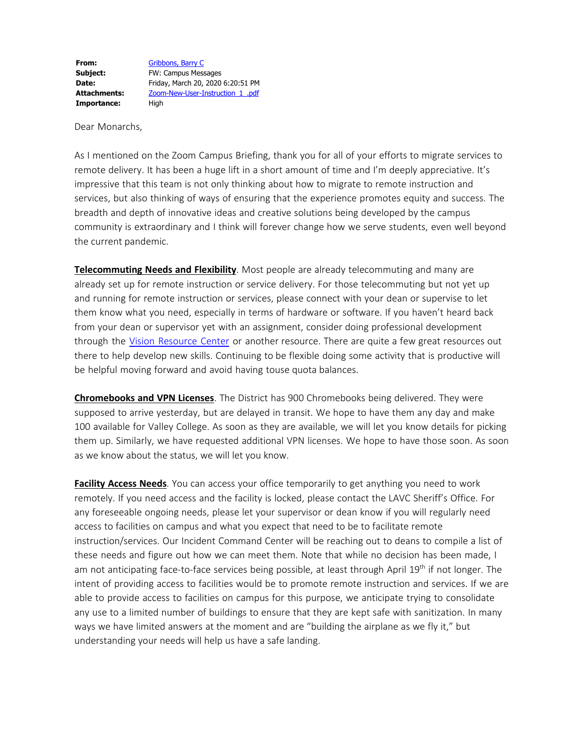| | |
|---|---|
| **From:** | Gribbons, Barry C |
| **Subject:** | FW: Campus Messages |
| **Date:** | Friday, March 20, 2020 6:20:51 PM |
| **Attachments:** | Zoom-New-User-Instruction_1_.pdf |
| **Importance:** | High |

Dear Monarchs,

As I mentioned on the Zoom Campus Briefing, thank you for all of your efforts to migrate services to remote delivery. It has been a huge lift in a short amount of time and I'm deeply appreciative. It's impressive that this team is not only thinking about how to migrate to remote instruction and services, but also thinking of ways of ensuring that the experience promotes equity and success. The breadth and depth of innovative ideas and creative solutions being developed by the campus community is extraordinary and I think will forever change how we serve students, even well beyond the current pandemic.

**Telecommuting Needs and Flexibility**. Most people are already telecommuting and many are already set up for remote instruction or service delivery. For those telecommuting but not yet up and running for remote instruction or services, please connect with your dean or supervise to let them know what you need, especially in terms of hardware or software. If you haven't heard back from your dean or supervisor yet with an assignment, consider doing professional development through the Vision Resource Center or another resource. There are quite a few great resources out there to help develop new skills. Continuing to be flexible doing some activity that is productive will be helpful moving forward and avoid having touse quota balances.

**Chromebooks and VPN Licenses**. The District has 900 Chromebooks being delivered. They were supposed to arrive yesterday, but are delayed in transit. We hope to have them any day and make 100 available for Valley College. As soon as they are available, we will let you know details for picking them up. Similarly, we have requested additional VPN licenses. We hope to have those soon. As soon as we know about the status, we will let you know.

**Facility Access Needs**. You can access your office temporarily to get anything you need to work remotely. If you need access and the facility is locked, please contact the LAVC Sheriff's Office. For any foreseeable ongoing needs, please let your supervisor or dean know if you will regularly need access to facilities on campus and what you expect that need to be to facilitate remote instruction/services. Our Incident Command Center will be reaching out to deans to compile a list of these needs and figure out how we can meet them. Note that while no decision has been made, I am not anticipating face-to-face services being possible, at least through April 19th if not longer. The intent of providing access to facilities would be to promote remote instruction and services. If we are able to provide access to facilities on campus for this purpose, we anticipate trying to consolidate any use to a limited number of buildings to ensure that they are kept safe with sanitization. In many ways we have limited answers at the moment and are "building the airplane as we fly it," but understanding your needs will help us have a safe landing.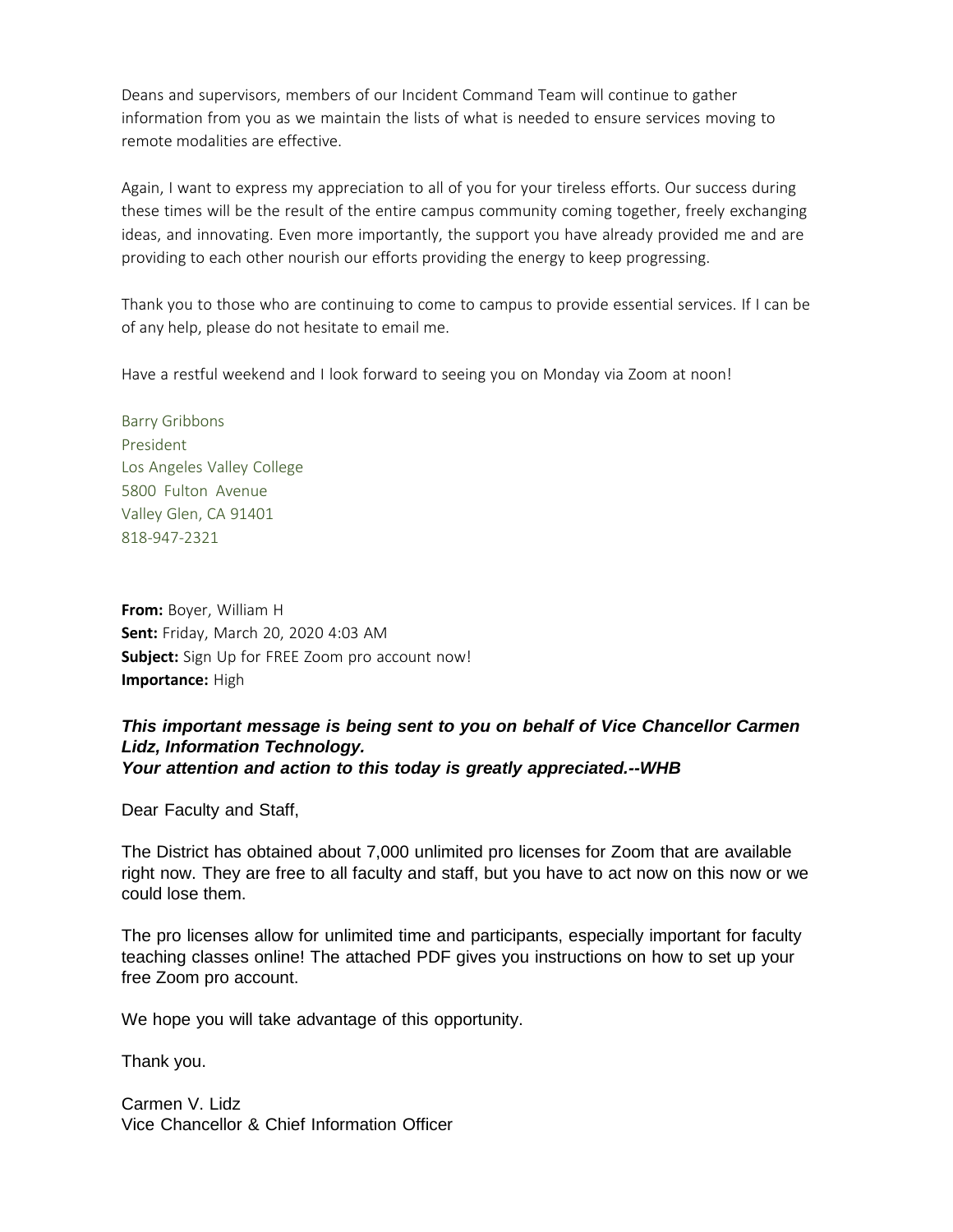Deans and supervisors, members of our Incident Command Team will continue to gather information from you as we maintain the lists of what is needed to ensure services moving to remote modalities are effective.

Again, I want to express my appreciation to all of you for your tireless efforts. Our success during these times will be the result of the entire campus community coming together, freely exchanging ideas, and innovating. Even more importantly, the support you have already provided me and are providing to each other nourish our efforts providing the energy to keep progressing.

Thank you to those who are continuing to come to campus to provide essential services. If I can be of any help, please do not hesitate to email me.

Have a restful weekend and I look forward to seeing you on Monday via Zoom at noon!

Barry Gribbons  
President  
Los Angeles Valley College  
5800 Fulton Avenue  
Valley Glen, CA 91401  
818-947-2321

**From:** Boyer, William H  
**Sent:** Friday, March 20, 2020 4:03 AM  
**Subject:** Sign Up for FREE Zoom pro account now!  
**Importance:** High

***This important message is being sent to you on behalf of Vice Chancellor Carmen Lidz, Information Technology.***  
***Your attention and action to this today is greatly appreciated.--WHB***

Dear Faculty and Staff,

The District has obtained about 7,000 unlimited pro licenses for Zoom that are available right now. They are free to all faculty and staff, but you have to act now on this now or we could lose them.

The pro licenses allow for unlimited time and participants, especially important for faculty teaching classes online! The attached PDF gives you instructions on how to set up your free Zoom pro account.

We hope you will take advantage of this opportunity.

Thank you.

Carmen V. Lidz  
Vice Chancellor & Chief Information Officer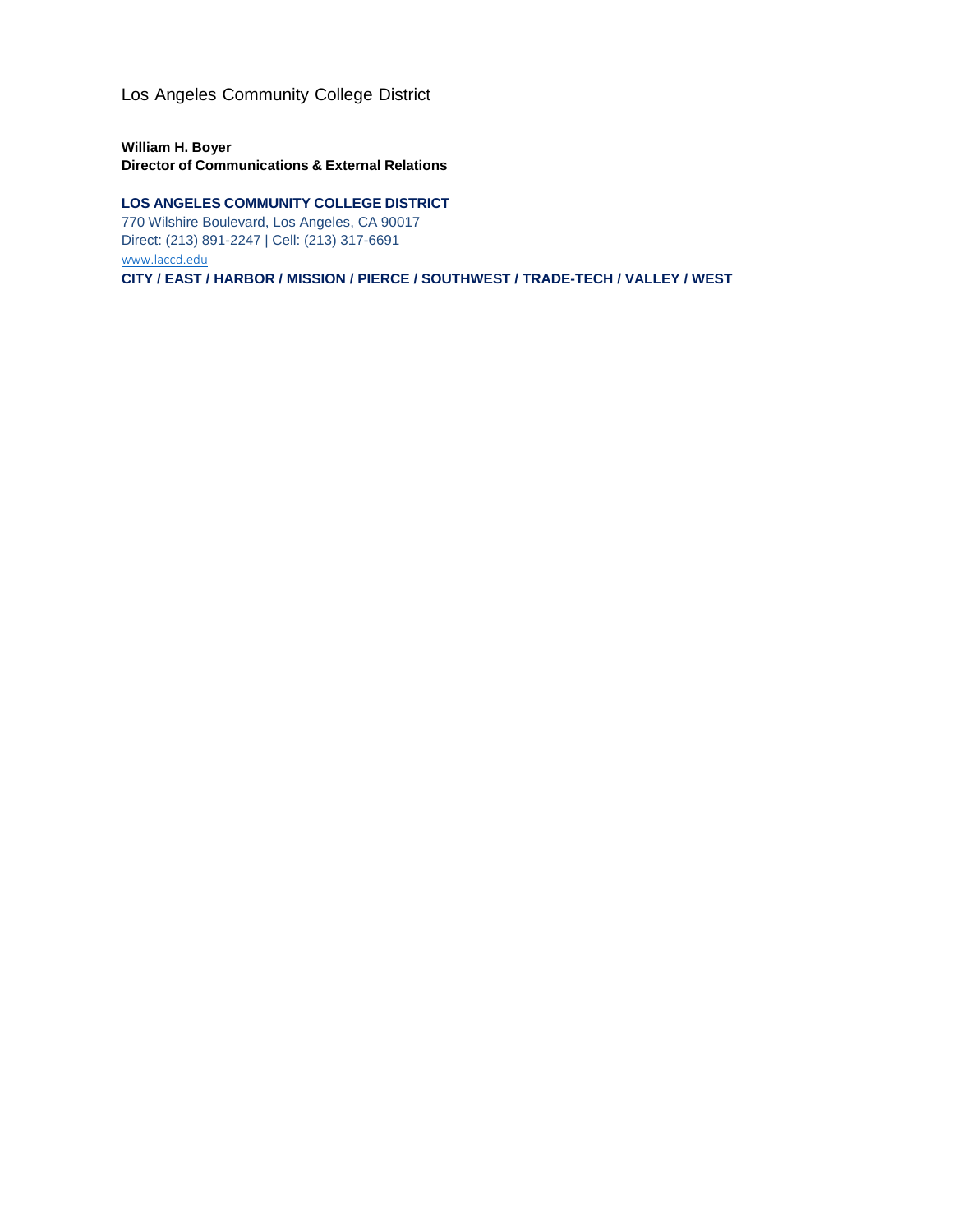Los Angeles Community College District

**William H. Boyer**
**Director of Communications & External Relations**

**LOS ANGELES COMMUNITY COLLEGE DISTRICT**
770 Wilshire Boulevard, Los Angeles, CA 90017
Direct: (213) 891-2247 | Cell: (213) 317-6691
www.laccd.edu
**CITY / EAST / HARBOR / MISSION / PIERCE / SOUTHWEST / TRADE-TECH / VALLEY / WEST**